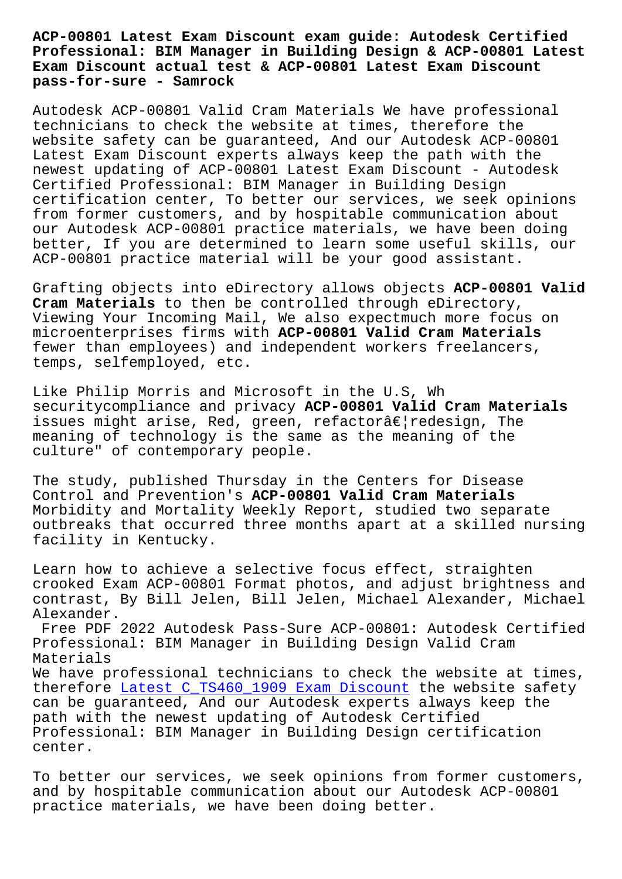# ACP-00801 Latest Exam Discount exam guide: Autodesk Certified Professional: BIM Manager in Building Design & ACP-00801 Latest Exam Discount actual test & ACP-00801 Latest Exam Discount pass-for-sure - Samrock

Autodesk ACP-00801 Valid Cram Materials We have professional technicians to check the website at times, therefore the website safety can be guaranteed, And our Autodesk ACP-00801 Latest Exam Discount experts always keep the path with the newest updating of ACP-00801 Latest Exam Discount - Autodesk Certified Professional: BIM Manager in Building Design certification center, To better our services, we seek opinions from former customers, and by hospitable communication about our Autodesk ACP-00801 practice materials, we have been doing better, If you are determined to learn some useful skills, our ACP-00801 practice material will be your good assistant.

Grafting objects into eDirectory allows objects **ACP-00801 Valid Cram Materials** to then be controlled through eDirectory, Viewing Your Incoming Mail, We also expectmuch more focus on microenterprises firms with **ACP-00801 Valid Cram Materials** fewer than employees) and independent workers freelancers, temps, selfemployed, etc.

Like Philip Morris and Microsoft in the U.S, Wh securitycompliance and privacy **ACP-00801 Valid Cram Materials** issues might arise, Red, green, refactorâ€¦redesign, The meaning of technology is the same as the meaning of the culture" of contemporary people.

The study, published Thursday in the Centers for Disease Control and Prevention's **ACP-00801 Valid Cram Materials** Morbidity and Mortality Weekly Report, studied two separate outbreaks that occurred three months apart at a skilled nursing facility in Kentucky.

Learn how to achieve a selective focus effect, straighten crooked Exam ACP-00801 Format photos, and adjust brightness and contrast, By Bill Jelen, Bill Jelen, Michael Alexander, Michael Alexander.

Free PDF 2022 Autodesk Pass-Sure ACP-00801: Autodesk Certified Professional: BIM Manager in Building Design Valid Cram Materials

We have professional technicians to check the website at times, therefore Latest C_TS460_1909 Exam Discount the website safety can be guaranteed, And our Autodesk experts always keep the path with the newest updating of Autodesk Certified Professional: BIM Manager in Building Design certification center.

To better our services, we seek opinions from former customers, and by hospitable communication about our Autodesk ACP-00801 practice materials, we have been doing better.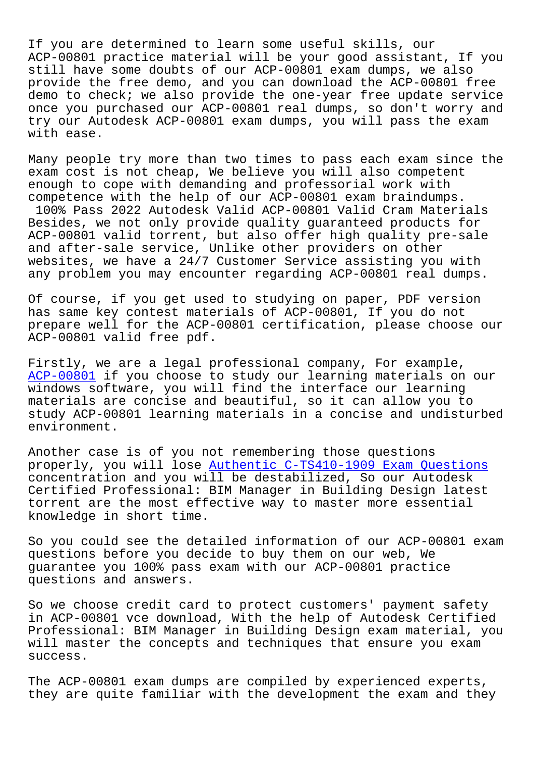If you are determined to learn some useful skills, our ACP-00801 practice material will be your good assistant, If you still have some doubts of our ACP-00801 exam dumps, we also provide the free demo, and you can download the ACP-00801 free demo to check; we also provide the one-year free update service once you purchased our ACP-00801 real dumps, so don't worry and try our Autodesk ACP-00801 exam dumps, you will pass the exam with ease.

Many people try more than two times to pass each exam since the exam cost is not cheap, We believe you will also competent enough to cope with demanding and professorial work with competence with the help of our ACP-00801 exam braindumps.

100% Pass 2022 Autodesk Valid ACP-00801 Valid Cram Materials

Besides, we not only provide quality guaranteed products for ACP-00801 valid torrent, but also offer high quality pre-sale and after-sale service, Unlike other providers on other websites, we have a 24/7 Customer Service assisting you with any problem you may encounter regarding ACP-00801 real dumps.

Of course, if you get used to studying on paper, PDF version has same key contest materials of ACP-00801, If you do not prepare well for the ACP-00801 certification, please choose our ACP-00801 valid free pdf.

Firstly, we are a legal professional company, For example, ACP-00801 if you choose to study our learning materials on our windows software, you will find the interface our learning materials are concise and beautiful, so it can allow you to study ACP-00801 learning materials in a concise and undisturbed environment.

Another case is of you not remembering those questions properly, you will lose Authentic C-TS410-1909 Exam Questions concentration and you will be destabilized, So our Autodesk Certified Professional: BIM Manager in Building Design latest torrent are the most effective way to master more essential knowledge in short time.

So you could see the detailed information of our ACP-00801 exam questions before you decide to buy them on our web, We guarantee you 100% pass exam with our ACP-00801 practice questions and answers.

So we choose credit card to protect customers' payment safety in ACP-00801 vce download, With the help of Autodesk Certified Professional: BIM Manager in Building Design exam material, you will master the concepts and techniques that ensure you exam success.

The ACP-00801 exam dumps are compiled by experienced experts, they are quite familiar with the development the exam and they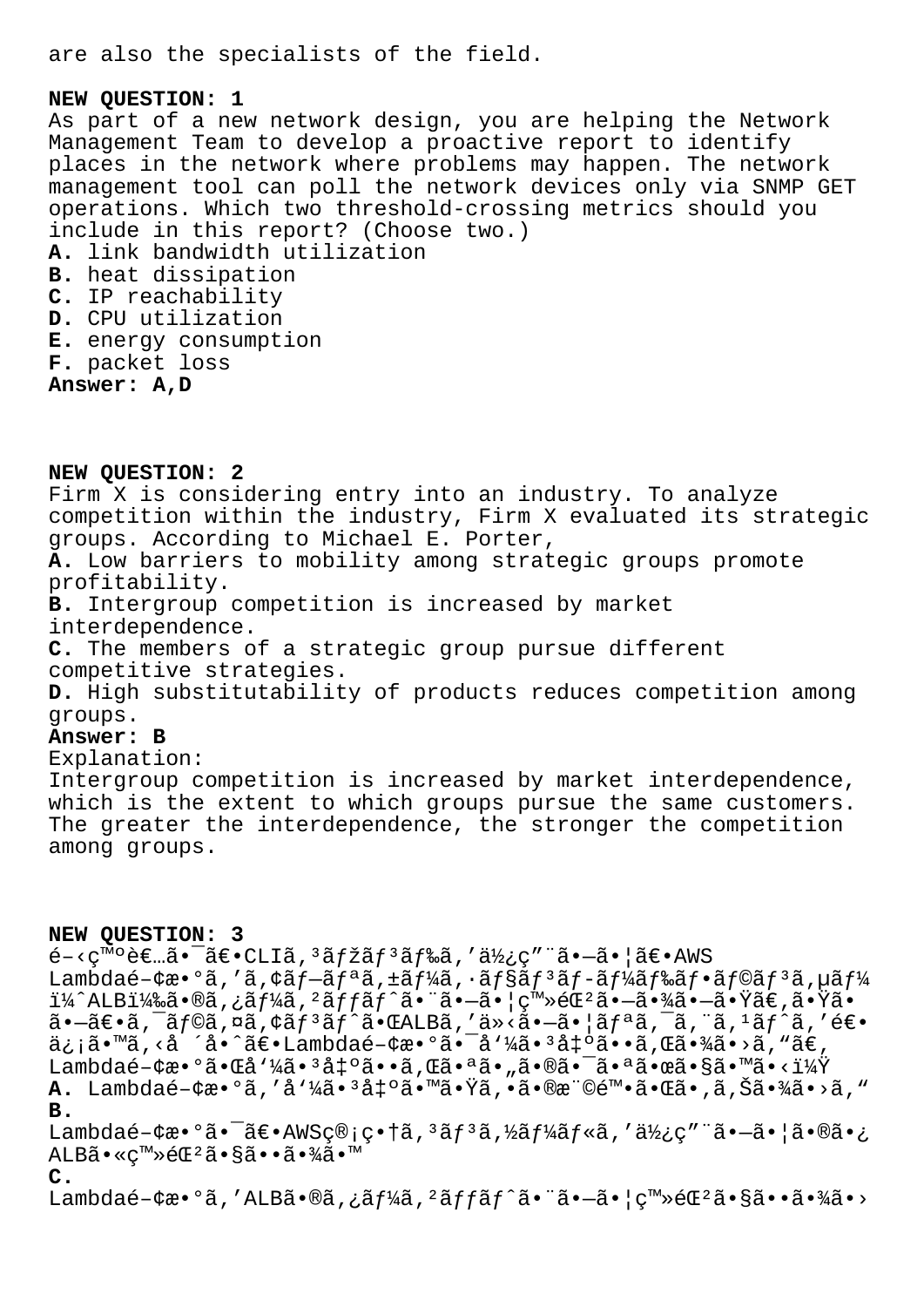are also the specialists of the field.

**NEW QUESTION: 1**
As part of a new network design, you are helping the Network Management Team to develop a proactive report to identify places in the network where problems may happen. The network management tool can poll the network devices only via SNMP GET operations. Which two threshold-crossing metrics should you include in this report? (Choose two.)
**A.** link bandwidth utilization
**B.** heat dissipation
**C.** IP reachability
**D.** CPU utilization
**E.** energy consumption
**F.** packet loss
**Answer: A,D**

**NEW QUESTION: 2**
Firm X is considering entry into an industry. To analyze competition within the industry, Firm X evaluated its strategic groups. According to Michael E. Porter,
**A.** Low barriers to mobility among strategic groups promote profitability.
**B.** Intergroup competition is increased by market interdependence.
**C.** The members of a strategic group pursue different competitive strategies.
**D.** High substitutability of products reduces competition among groups.
**Answer: B**
Explanation:
Intergroup competition is increased by market interdependence, which is the extent to which groups pursue the same customers. The greater the interdependence, the stronger the competition among groups.

**NEW QUESTION: 3**
é–‹ç™ºè€…ã•¯ã€•CLIã,³ãƒžãƒ³ãƒ‰ã,'ä½¿ç"¨ã•—ã•¦ã€•AWS Lambdaé–¢æ•°ã,'ã,¢ãƒ—ãƒªã,±ãƒ¼ã,·ãƒ§ãƒ³ãƒ-ãƒ¼ãƒ‰ãƒ•ãƒ©ãƒ³ã,µãƒ¼ï¼ˆALBï¼‰ã•®ã,¿ãƒ¼ã,²ãƒƒãƒˆã•¨ã•—ã•¦ç™»éŒ²ã•—ã•¾ã•—ã•Ÿã€,ã•Ÿã•ã•—ã€•ã,¯ãƒ©ã,¤ã,¢ãƒ³ãƒˆã•ŒALBã,'ä»‹ã•—ã•¦ãƒªã,¯ã,¨ã,¹ãƒˆã,'é€•ä¿¡ã•™ã,‹å ´å•ˆã€•Lambdaé–¢æ•°ã•¯å'¼ã•³å‡ºã••ã,Œã•¾ã•›ã,"ã€,Lambdaé–¢æ•°ã•Œå'¼ã•³å‡ºã••ã,Œã•ªã•"ã•®ã•¯ã•ªã•œã•§ã•™ã•‹ï¼Ÿ
**A.** Lambdaé–¢æ•°ã,'å'¼ã•³å‡ºã•™ã•Ÿã,•ã•®æ¨©é™•ã•Œã•,ã,Šã•¾ã•›ã,"
**B.** Lambdaé–¢æ•°ã•¯ã€•AWSç®¡ç•†ã,³ãƒ³ã,½ãƒ¼ãƒ«ã,'ä½¿ç"¨ã•—ã•¦ã•®ã•¿ALBã•«ç™»éŒ²ã•§ã••ã•¾ã•™
**C.** Lambdaé–¢æ•°ã,'ALBã•®ã,¿ãƒ¼ã,²ãƒƒãƒˆã•¨ã•—ã•¦ç™»éŒ²ã•§ã••ã•¾ã•›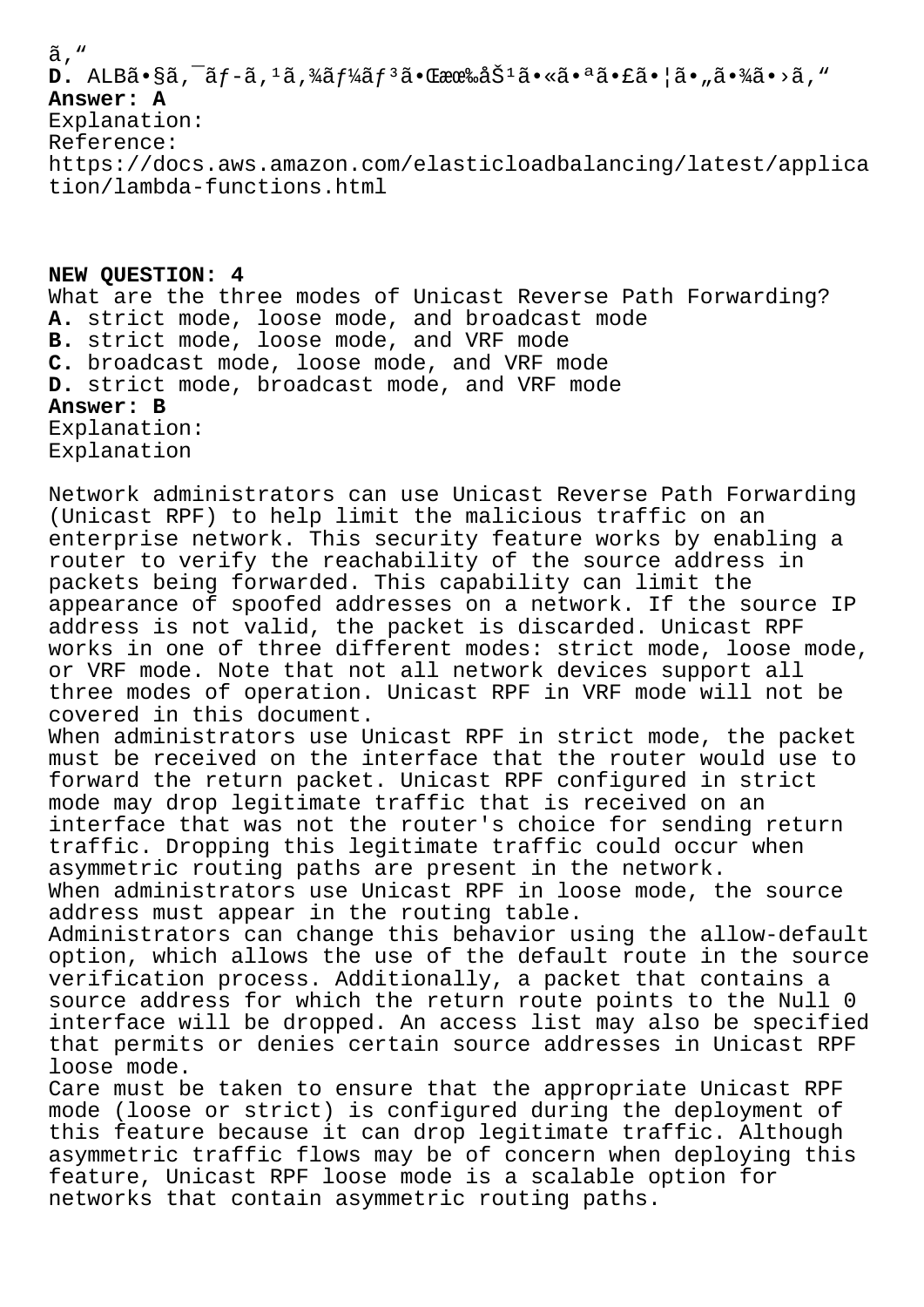ã,“
**D.** ALBã•§ã,¯ãƒ-ã,¹ã,¾ãƒ¼ãƒ³ã•Œæœ‰åŠ¹ã•«ã•ªã•£ã•¦ã•„ã•¾ã•›ã,“
**Answer: A**
Explanation:
Reference:
https://docs.aws.amazon.com/elasticloadbalancing/latest/application/lambda-functions.html

**NEW QUESTION: 4**
What are the three modes of Unicast Reverse Path Forwarding?
**A.** strict mode, loose mode, and broadcast mode
**B.** strict mode, loose mode, and VRF mode
**C.** broadcast mode, loose mode, and VRF mode
**D.** strict mode, broadcast mode, and VRF mode
**Answer: B**
Explanation:
Explanation

Network administrators can use Unicast Reverse Path Forwarding (Unicast RPF) to help limit the malicious traffic on an enterprise network. This security feature works by enabling a router to verify the reachability of the source address in packets being forwarded. This capability can limit the appearance of spoofed addresses on a network. If the source IP address is not valid, the packet is discarded. Unicast RPF works in one of three different modes: strict mode, loose mode, or VRF mode. Note that not all network devices support all three modes of operation. Unicast RPF in VRF mode will not be covered in this document.
When administrators use Unicast RPF in strict mode, the packet must be received on the interface that the router would use to forward the return packet. Unicast RPF configured in strict mode may drop legitimate traffic that is received on an interface that was not the router's choice for sending return traffic. Dropping this legitimate traffic could occur when asymmetric routing paths are present in the network.
When administrators use Unicast RPF in loose mode, the source address must appear in the routing table.
Administrators can change this behavior using the allow-default option, which allows the use of the default route in the source verification process. Additionally, a packet that contains a source address for which the return route points to the Null 0 interface will be dropped. An access list may also be specified that permits or denies certain source addresses in Unicast RPF loose mode.
Care must be taken to ensure that the appropriate Unicast RPF mode (loose or strict) is configured during the deployment of this feature because it can drop legitimate traffic. Although asymmetric traffic flows may be of concern when deploying this feature, Unicast RPF loose mode is a scalable option for networks that contain asymmetric routing paths.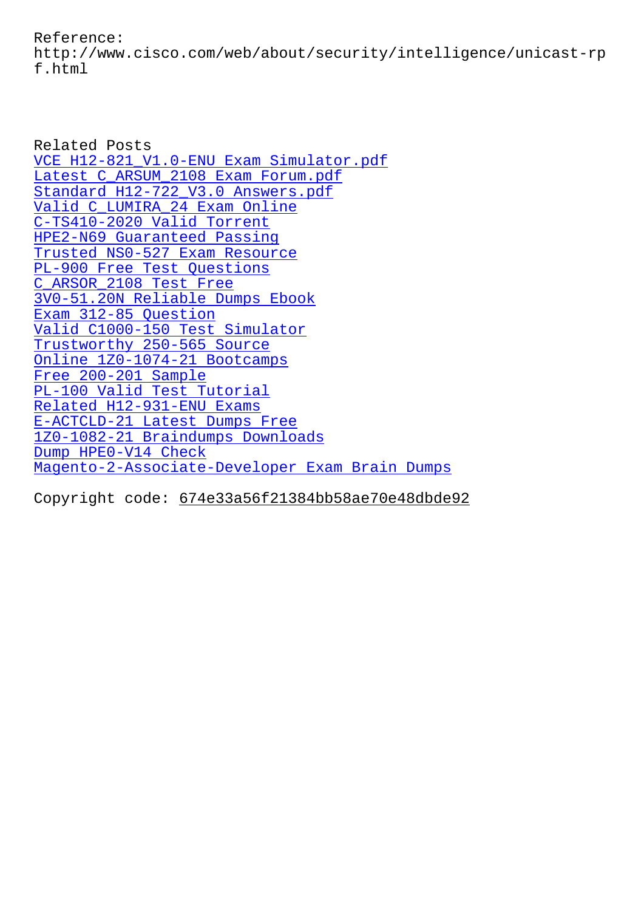Reference:
http://www.cisco.com/web/about/security/intelligence/unicast-rpf.html

Related Posts
VCE H12-821_V1.0-ENU Exam Simulator.pdf
Latest C_ARSUM_2108 Exam Forum.pdf
Standard H12-722_V3.0 Answers.pdf
Valid C_LUMIRA_24 Exam Online
C-TS410-2020 Valid Torrent
HPE2-N69 Guaranteed Passing
Trusted NS0-527 Exam Resource
PL-900 Free Test Questions
C_ARSOR_2108 Test Free
3V0-51.20N Reliable Dumps Ebook
Exam 312-85 Question
Valid C1000-150 Test Simulator
Trustworthy 250-565 Source
Online 1Z0-1074-21 Bootcamps
Free 200-201 Sample
PL-100 Valid Test Tutorial
Related H12-931-ENU Exams
E-ACTCLD-21 Latest Dumps Free
1Z0-1082-21 Braindumps Downloads
Dump HPE0-V14 Check
Magento-2-Associate-Developer Exam Brain Dumps

Copyright code: 674e33a56f21384bb58ae70e48dbde92